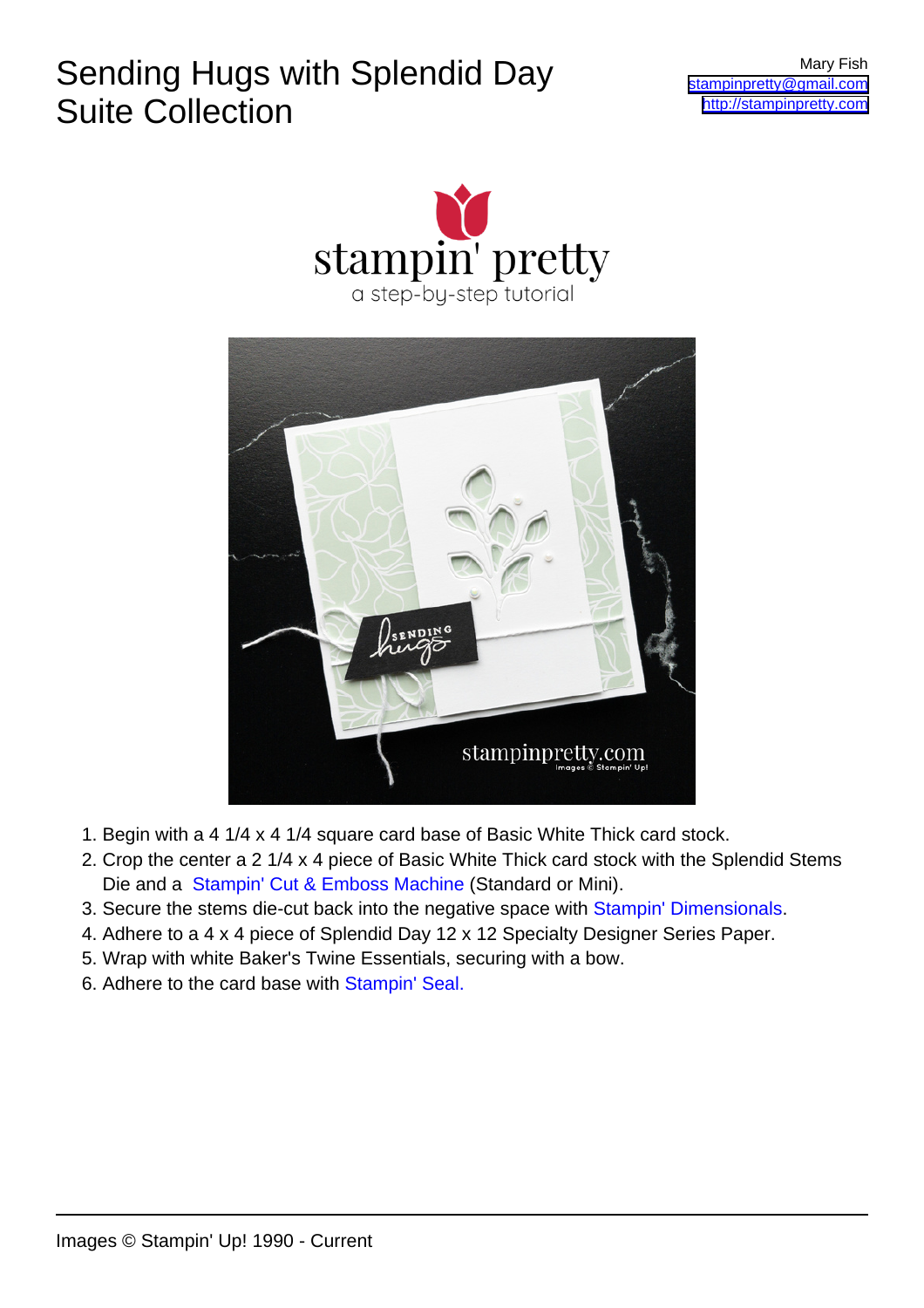# Sending Hugs with Splendid Day Suite Collection

Mary Fish
stampinpretty@gmail.com
http://stampinpretty.com

1. Begin with a 4 1/4 x 4 1/4 square card base of Basic White Thick card stock.
2. Crop the center a 2 1/4 x 4 piece of Basic White Thick card stock with the Splendid Stems Die and a Stampin' Cut & Emboss Machine (Standard or Mini).
3. Secure the stems die-cut back into the negative space with Stampin' Dimensionals.
4. Adhere to a 4 x 4 piece of Splendid Day 12 x 12 Specialty Designer Series Paper.
5. Wrap with white Baker's Twine Essentials, securing with a bow.
6. Adhere to the card base with Stampin' Seal.

Images © Stampin' Up! 1990 - Current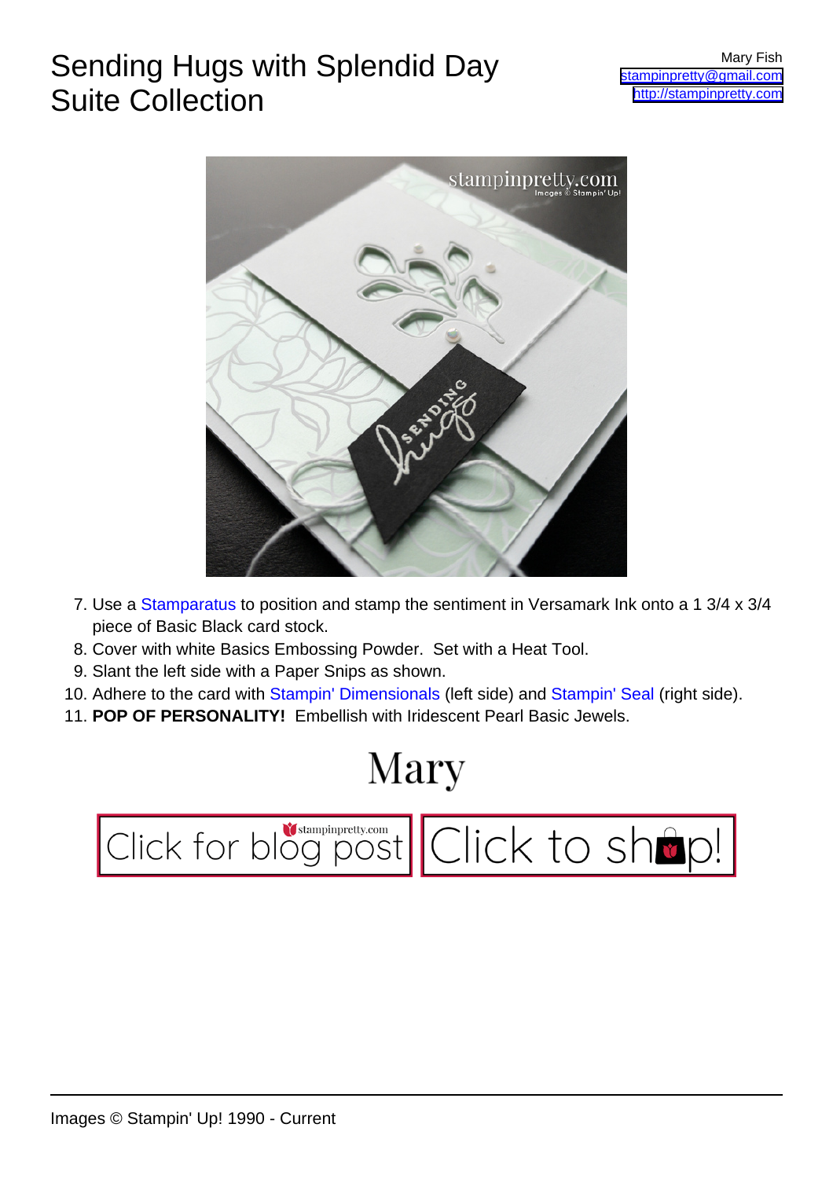# Sending Hugs with Splendid Day Suite Collection

Mary Fish
stampinpretty@gmail.com
http://stampinpretty.com

7. Use a Stamparatus to position and stamp the sentiment in Versamark Ink onto a 1 3/4 x 3/4 piece of Basic Black card stock.
8. Cover with white Basics Embossing Powder. Set with a Heat Tool.
9. Slant the left side with a Paper Snips as shown.
10. Adhere to the card with Stampin' Dimensionals (left side) and Stampin' Seal (right side).
11. **POP OF PERSONALITY!** Embellish with Iridescent Pearl Basic Jewels.

Mary

Click for blog post | Click to shop!

Images © Stampin' Up! 1990 - Current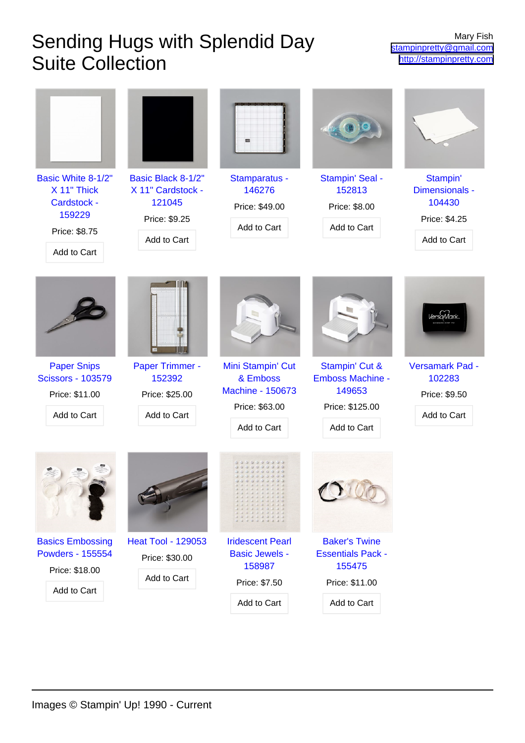# Sending Hugs with Splendid Day Suite Collection

Mary Fish
stampinpretty@gmail.com
http://stampinpretty.com

Basic White 8-1/2" X 11" Thick Cardstock - 159229
Price: $8.75
Add to Cart

Basic Black 8-1/2" X 11" Cardstock - 121045
Price: $9.25
Add to Cart

Stamparatus - 146276
Price: $49.00
Add to Cart

Stampin' Seal - 152813
Price: $8.00
Add to Cart

Stampin' Dimensionals - 104430
Price: $4.25
Add to Cart

Paper Snips Scissors - 103579
Price: $11.00
Add to Cart

Paper Trimmer - 152392
Price: $25.00
Add to Cart

Mini Stampin' Cut & Emboss Machine - 150673
Price: $63.00
Add to Cart

Stampin' Cut & Emboss Machine - 149653
Price: $125.00
Add to Cart

Versamark Pad - 102283
Price: $9.50
Add to Cart

Basics Embossing Powders - 155554
Price: $18.00
Add to Cart

Heat Tool - 129053
Price: $30.00
Add to Cart

Iridescent Pearl Basic Jewels - 158987
Price: $7.50
Add to Cart

Baker's Twine Essentials Pack - 155475
Price: $11.00
Add to Cart

Images © Stampin' Up! 1990 - Current